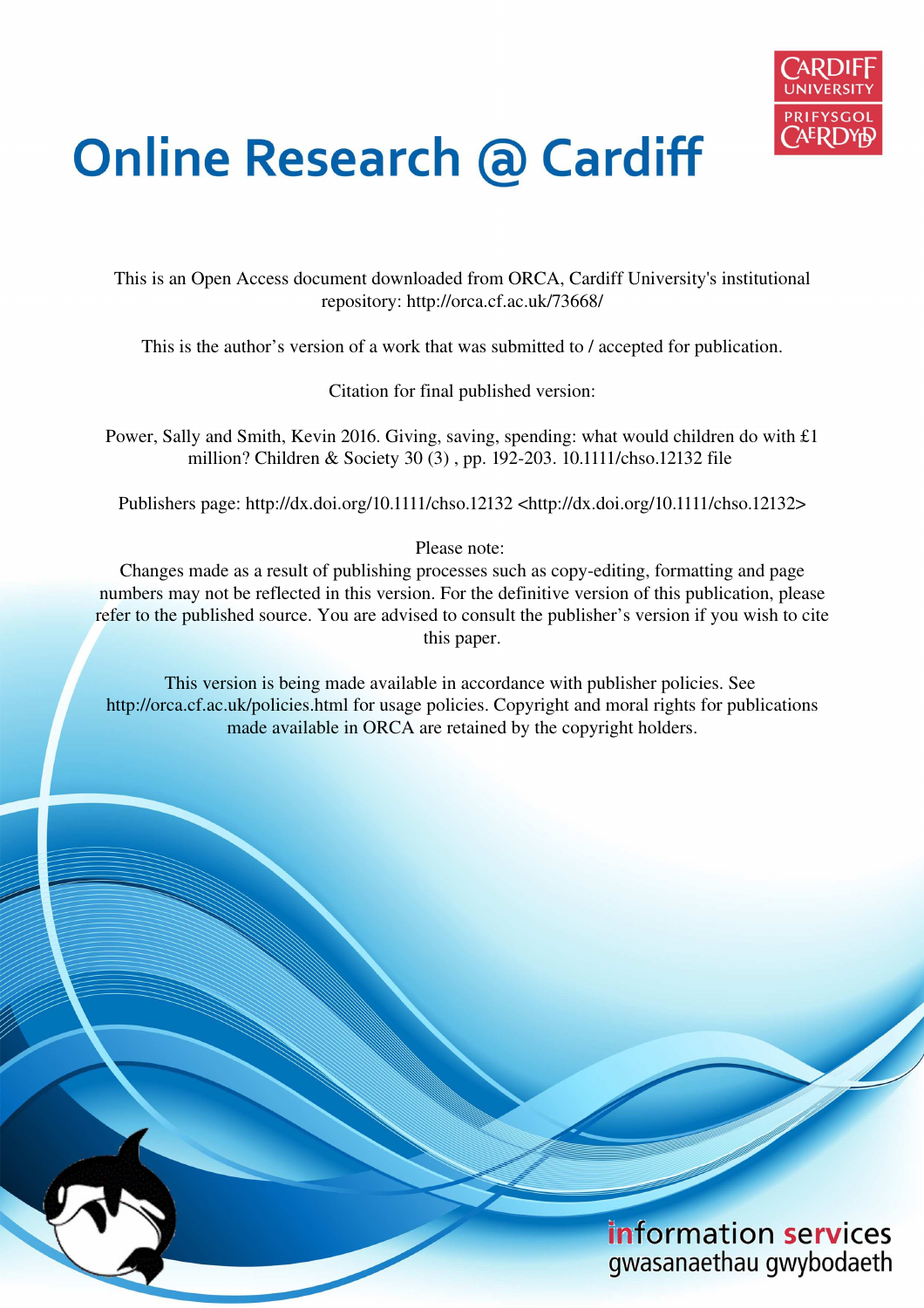# Online Research @ Cardiff

This is an Open Access document downloaded from ORCA, Cardiff University's institutional repository: http://orca.cf.ac.uk/73668/

This is the author's version of a work that was submitted to / accepted for publication.

Citation for final published version:

Power, Sally and Smith, Kevin 2016. Giving, saving, spending: what would children do with £1 million? Children & Society 30 (3) , pp. 192-203. 10.1111/chso.12132 file

Publishers page: http://dx.doi.org/10.1111/chso.12132 <http://dx.doi.org/10.1111/chso.12132>

Please note:
Changes made as a result of publishing processes such as copy-editing, formatting and page numbers may not be reflected in this version. For the definitive version of this publication, please refer to the published source. You are advised to consult the publisher's version if you wish to cite this paper.

This version is being made available in accordance with publisher policies. See http://orca.cf.ac.uk/policies.html for usage policies. Copyright and moral rights for publications made available in ORCA are retained by the copyright holders.

information services
gwasanaethau gwybodaeth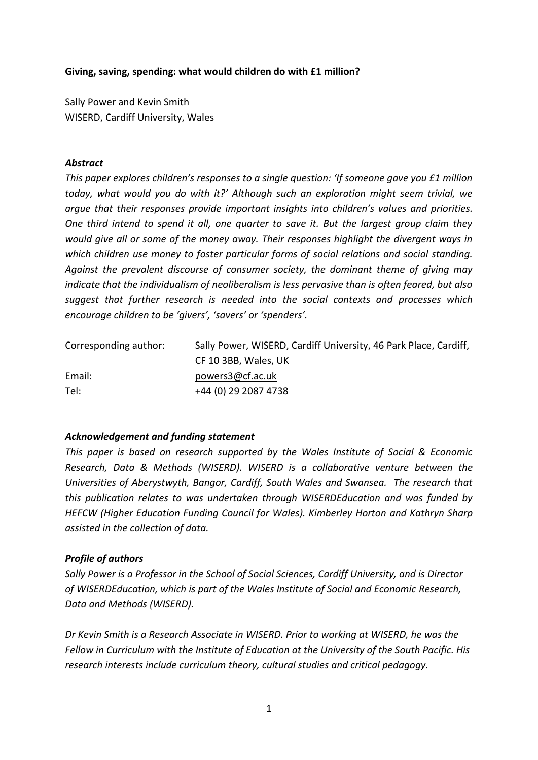**Giving, saving, spending: what would children do with £1 million?**

Sally Power and Kevin Smith
WISERD, Cardiff University, Wales

### *Abstract*

*This paper explores children's responses to a single question: 'If someone gave you £1 million today, what would you do with it?' Although such an exploration might seem trivial, we argue that their responses provide important insights into children's values and priorities. One third intend to spend it all, one quarter to save it. But the largest group claim they would give all or some of the money away. Their responses highlight the divergent ways in which children use money to foster particular forms of social relations and social standing. Against the prevalent discourse of consumer society, the dominant theme of giving may indicate that the individualism of neoliberalism is less pervasive than is often feared, but also suggest that further research is needed into the social contexts and processes which encourage children to be 'givers', 'savers' or 'spenders'.*

| | |
|---|---|
| Corresponding author: | Sally Power, WISERD, Cardiff University, 46 Park Place, Cardiff, CF 10 3BB, Wales, UK |
| Email: | powers3@cf.ac.uk |
| Tel: | +44 (0) 29 2087 4738 |

### *Acknowledgement and funding statement*

*This paper is based on research supported by the Wales Institute of Social & Economic Research, Data & Methods (WISERD). WISERD is a collaborative venture between the Universities of Aberystwyth, Bangor, Cardiff, South Wales and Swansea. The research that this publication relates to was undertaken through WISERDEducation and was funded by HEFCW (Higher Education Funding Council for Wales). Kimberley Horton and Kathryn Sharp assisted in the collection of data.*

### *Profile of authors*

*Sally Power is a Professor in the School of Social Sciences, Cardiff University, and is Director of WISERDEducation, which is part of the Wales Institute of Social and Economic Research, Data and Methods (WISERD).*

*Dr Kevin Smith is a Research Associate in WISERD. Prior to working at WISERD, he was the Fellow in Curriculum with the Institute of Education at the University of the South Pacific. His research interests include curriculum theory, cultural studies and critical pedagogy.*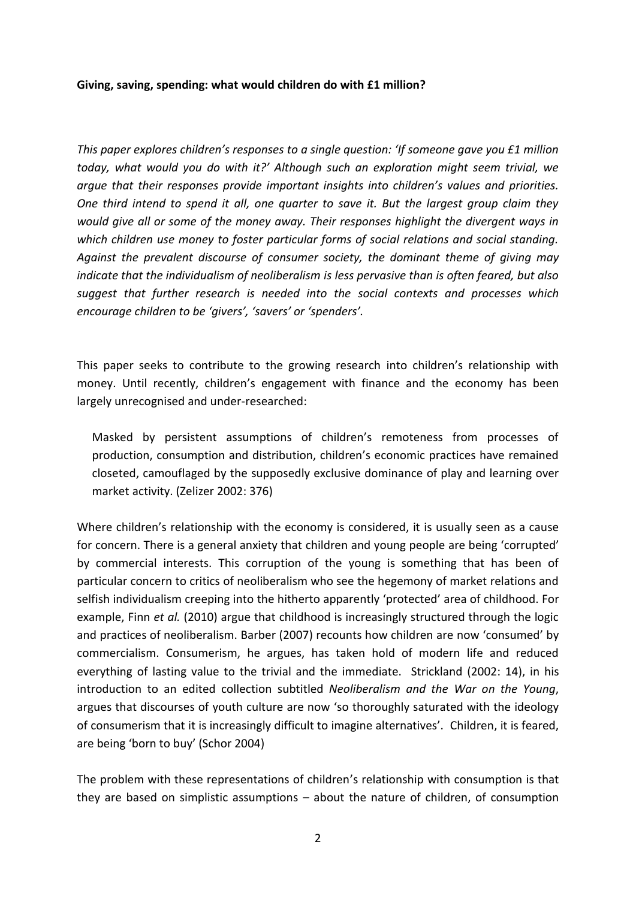**Giving, saving, spending: what would children do with £1 million?**

*This paper explores children's responses to a single question: 'If someone gave you £1 million today, what would you do with it?' Although such an exploration might seem trivial, we argue that their responses provide important insights into children's values and priorities. One third intend to spend it all, one quarter to save it. But the largest group claim they would give all or some of the money away. Their responses highlight the divergent ways in which children use money to foster particular forms of social relations and social standing. Against the prevalent discourse of consumer society, the dominant theme of giving may indicate that the individualism of neoliberalism is less pervasive than is often feared, but also suggest that further research is needed into the social contexts and processes which encourage children to be 'givers', 'savers' or 'spenders'.*

This paper seeks to contribute to the growing research into children's relationship with money. Until recently, children's engagement with finance and the economy has been largely unrecognised and under-researched:

> Masked by persistent assumptions of children's remoteness from processes of production, consumption and distribution, children's economic practices have remained closeted, camouflaged by the supposedly exclusive dominance of play and learning over market activity. (Zelizer 2002: 376)

Where children's relationship with the economy is considered, it is usually seen as a cause for concern. There is a general anxiety that children and young people are being 'corrupted' by commercial interests. This corruption of the young is something that has been of particular concern to critics of neoliberalism who see the hegemony of market relations and selfish individualism creeping into the hitherto apparently 'protected' area of childhood. For example, Finn *et al.* (2010) argue that childhood is increasingly structured through the logic and practices of neoliberalism. Barber (2007) recounts how children are now 'consumed' by commercialism. Consumerism, he argues, has taken hold of modern life and reduced everything of lasting value to the trivial and the immediate. Strickland (2002: 14), in his introduction to an edited collection subtitled *Neoliberalism and the War on the Young*, argues that discourses of youth culture are now 'so thoroughly saturated with the ideology of consumerism that it is increasingly difficult to imagine alternatives'. Children, it is feared, are being 'born to buy' (Schor 2004)

The problem with these representations of children's relationship with consumption is that they are based on simplistic assumptions – about the nature of children, of consumption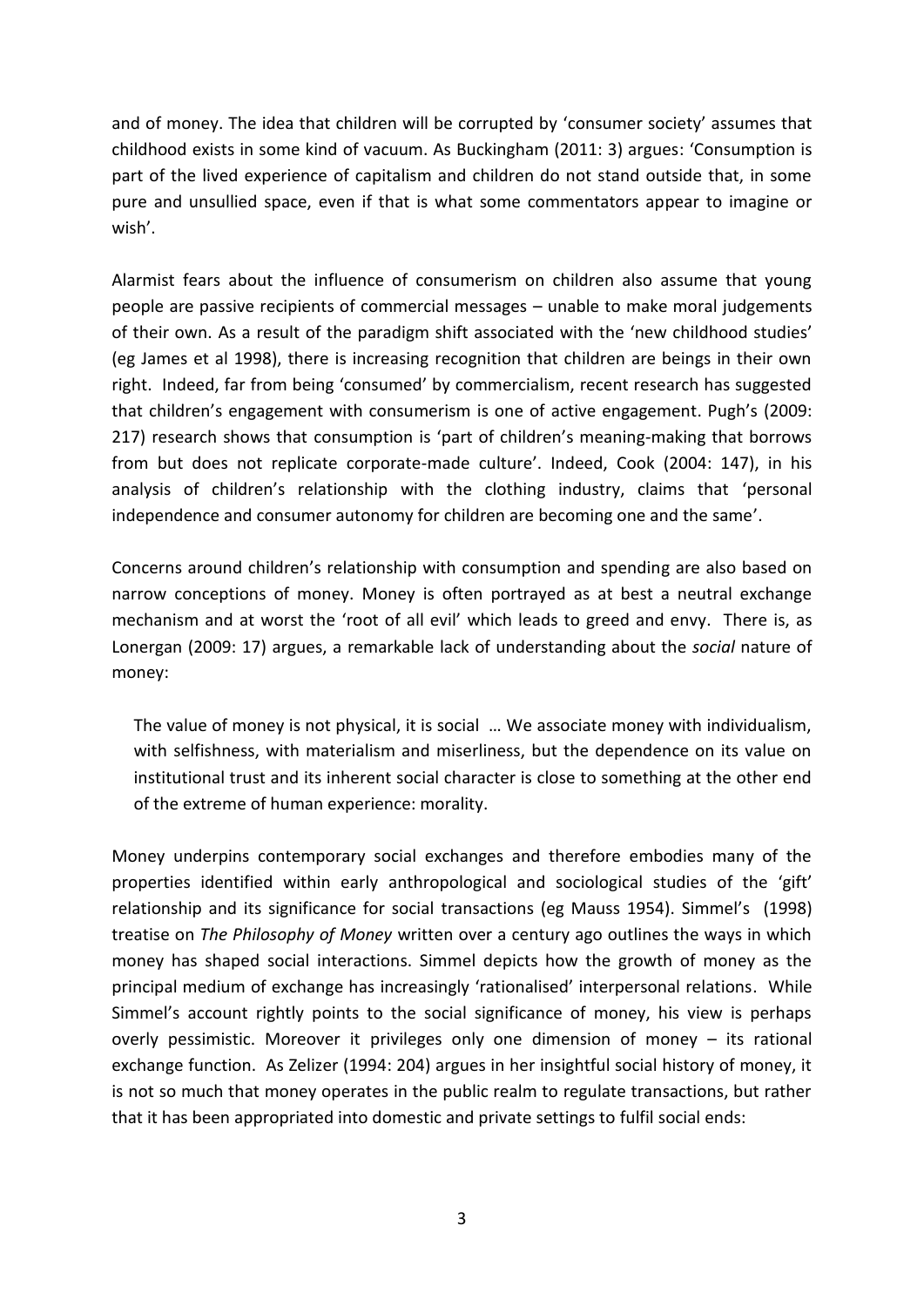and of money. The idea that children will be corrupted by 'consumer society' assumes that childhood exists in some kind of vacuum. As Buckingham (2011: 3) argues: 'Consumption is part of the lived experience of capitalism and children do not stand outside that, in some pure and unsullied space, even if that is what some commentators appear to imagine or wish'.

Alarmist fears about the influence of consumerism on children also assume that young people are passive recipients of commercial messages – unable to make moral judgements of their own. As a result of the paradigm shift associated with the 'new childhood studies' (eg James et al 1998), there is increasing recognition that children are beings in their own right. Indeed, far from being 'consumed' by commercialism, recent research has suggested that children's engagement with consumerism is one of active engagement. Pugh's (2009: 217) research shows that consumption is 'part of children's meaning-making that borrows from but does not replicate corporate-made culture'. Indeed, Cook (2004: 147), in his analysis of children's relationship with the clothing industry, claims that 'personal independence and consumer autonomy for children are becoming one and the same'.

Concerns around children's relationship with consumption and spending are also based on narrow conceptions of money. Money is often portrayed as at best a neutral exchange mechanism and at worst the 'root of all evil' which leads to greed and envy. There is, as Lonergan (2009: 17) argues, a remarkable lack of understanding about the *social* nature of money:

> The value of money is not physical, it is social … We associate money with individualism, with selfishness, with materialism and miserliness, but the dependence on its value on institutional trust and its inherent social character is close to something at the other end of the extreme of human experience: morality.

Money underpins contemporary social exchanges and therefore embodies many of the properties identified within early anthropological and sociological studies of the 'gift' relationship and its significance for social transactions (eg Mauss 1954). Simmel's (1998) treatise on *The Philosophy of Money* written over a century ago outlines the ways in which money has shaped social interactions. Simmel depicts how the growth of money as the principal medium of exchange has increasingly 'rationalised' interpersonal relations. While Simmel's account rightly points to the social significance of money, his view is perhaps overly pessimistic. Moreover it privileges only one dimension of money – its rational exchange function. As Zelizer (1994: 204) argues in her insightful social history of money, it is not so much that money operates in the public realm to regulate transactions, but rather that it has been appropriated into domestic and private settings to fulfil social ends: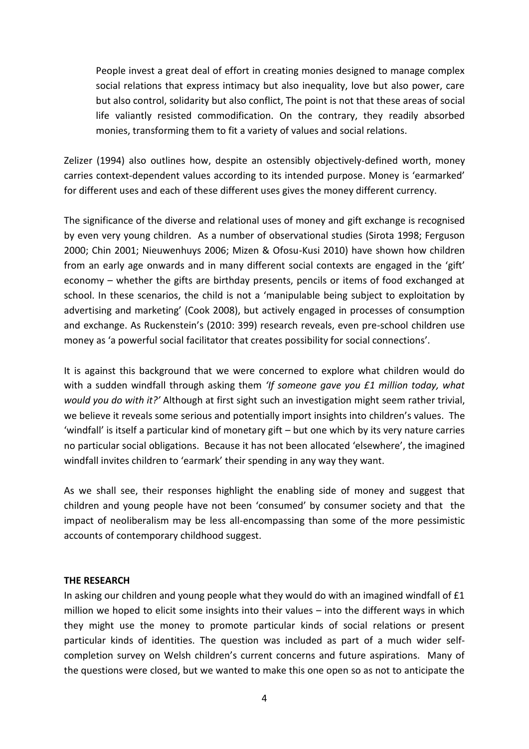> People invest a great deal of effort in creating monies designed to manage complex social relations that express intimacy but also inequality, love but also power, care but also control, solidarity but also conflict, The point is not that these areas of social life valiantly resisted commodification. On the contrary, they readily absorbed monies, transforming them to fit a variety of values and social relations.

Zelizer (1994) also outlines how, despite an ostensibly objectively-defined worth, money carries context-dependent values according to its intended purpose. Money is 'earmarked' for different uses and each of these different uses gives the money different currency.

The significance of the diverse and relational uses of money and gift exchange is recognised by even very young children. As a number of observational studies (Sirota 1998; Ferguson 2000; Chin 2001; Nieuwenhuys 2006; Mizen & Ofosu-Kusi 2010) have shown how children from an early age onwards and in many different social contexts are engaged in the 'gift' economy – whether the gifts are birthday presents, pencils or items of food exchanged at school. In these scenarios, the child is not a 'manipulable being subject to exploitation by advertising and marketing' (Cook 2008), but actively engaged in processes of consumption and exchange. As Ruckenstein's (2010: 399) research reveals, even pre-school children use money as 'a powerful social facilitator that creates possibility for social connections'.

It is against this background that we were concerned to explore what children would do with a sudden windfall through asking them *'If someone gave you £1 million today, what would you do with it?'* Although at first sight such an investigation might seem rather trivial, we believe it reveals some serious and potentially import insights into children's values. The 'windfall' is itself a particular kind of monetary gift – but one which by its very nature carries no particular social obligations. Because it has not been allocated 'elsewhere', the imagined windfall invites children to 'earmark' their spending in any way they want.

As we shall see, their responses highlight the enabling side of money and suggest that children and young people have not been 'consumed' by consumer society and that the impact of neoliberalism may be less all-encompassing than some of the more pessimistic accounts of contemporary childhood suggest.

## THE RESEARCH

In asking our children and young people what they would do with an imagined windfall of £1 million we hoped to elicit some insights into their values – into the different ways in which they might use the money to promote particular kinds of social relations or present particular kinds of identities. The question was included as part of a much wider self-completion survey on Welsh children's current concerns and future aspirations. Many of the questions were closed, but we wanted to make this one open so as not to anticipate the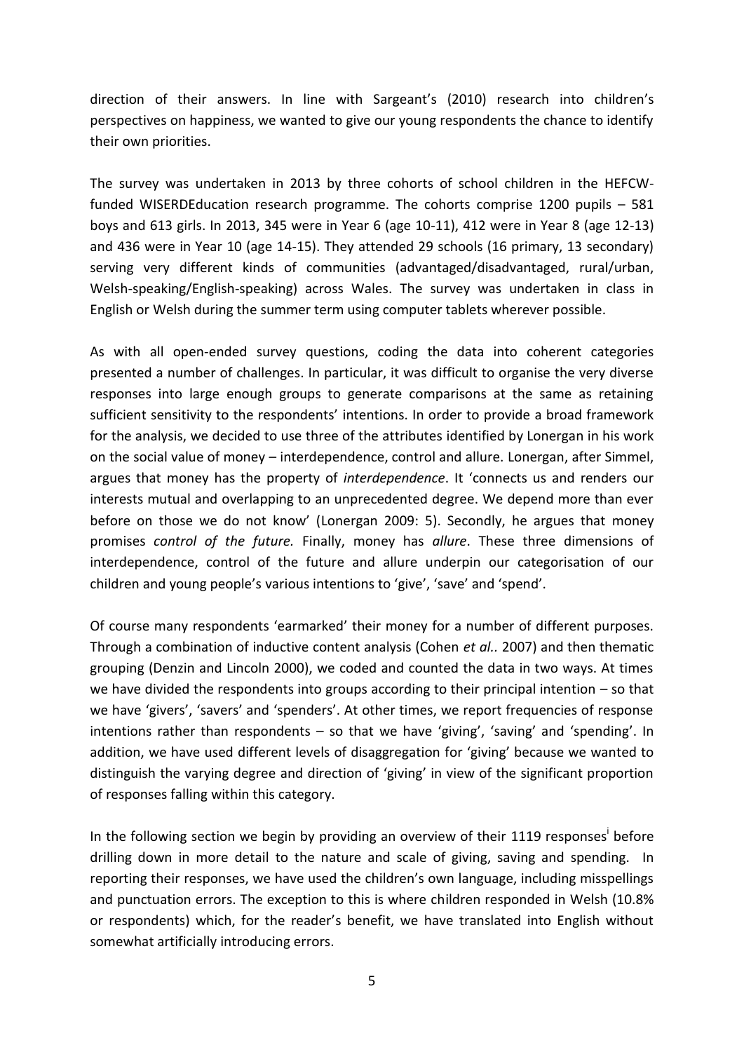direction of their answers. In line with Sargeant's (2010) research into children's perspectives on happiness, we wanted to give our young respondents the chance to identify their own priorities.

The survey was undertaken in 2013 by three cohorts of school children in the HEFCW-funded WISERDEducation research programme. The cohorts comprise 1200 pupils – 581 boys and 613 girls. In 2013, 345 were in Year 6 (age 10-11), 412 were in Year 8 (age 12-13) and 436 were in Year 10 (age 14-15). They attended 29 schools (16 primary, 13 secondary) serving very different kinds of communities (advantaged/disadvantaged, rural/urban, Welsh-speaking/English-speaking) across Wales. The survey was undertaken in class in English or Welsh during the summer term using computer tablets wherever possible.

As with all open-ended survey questions, coding the data into coherent categories presented a number of challenges. In particular, it was difficult to organise the very diverse responses into large enough groups to generate comparisons at the same as retaining sufficient sensitivity to the respondents' intentions. In order to provide a broad framework for the analysis, we decided to use three of the attributes identified by Lonergan in his work on the social value of money – interdependence, control and allure. Lonergan, after Simmel, argues that money has the property of *interdependence*. It 'connects us and renders our interests mutual and overlapping to an unprecedented degree. We depend more than ever before on those we do not know' (Lonergan 2009: 5). Secondly, he argues that money promises *control of the future.* Finally, money has *allure*. These three dimensions of interdependence, control of the future and allure underpin our categorisation of our children and young people's various intentions to 'give', 'save' and 'spend'.

Of course many respondents 'earmarked' their money for a number of different purposes. Through a combination of inductive content analysis (Cohen *et al..* 2007) and then thematic grouping (Denzin and Lincoln 2000), we coded and counted the data in two ways. At times we have divided the respondents into groups according to their principal intention – so that we have 'givers', 'savers' and 'spenders'. At other times, we report frequencies of response intentions rather than respondents – so that we have 'giving', 'saving' and 'spending'. In addition, we have used different levels of disaggregation for 'giving' because we wanted to distinguish the varying degree and direction of 'giving' in view of the significant proportion of responses falling within this category.

In the following section we begin by providing an overview of their 1119 responses[i] before drilling down in more detail to the nature and scale of giving, saving and spending. In reporting their responses, we have used the children's own language, including misspellings and punctuation errors. The exception to this is where children responded in Welsh (10.8% or respondents) which, for the reader's benefit, we have translated into English without somewhat artificially introducing errors.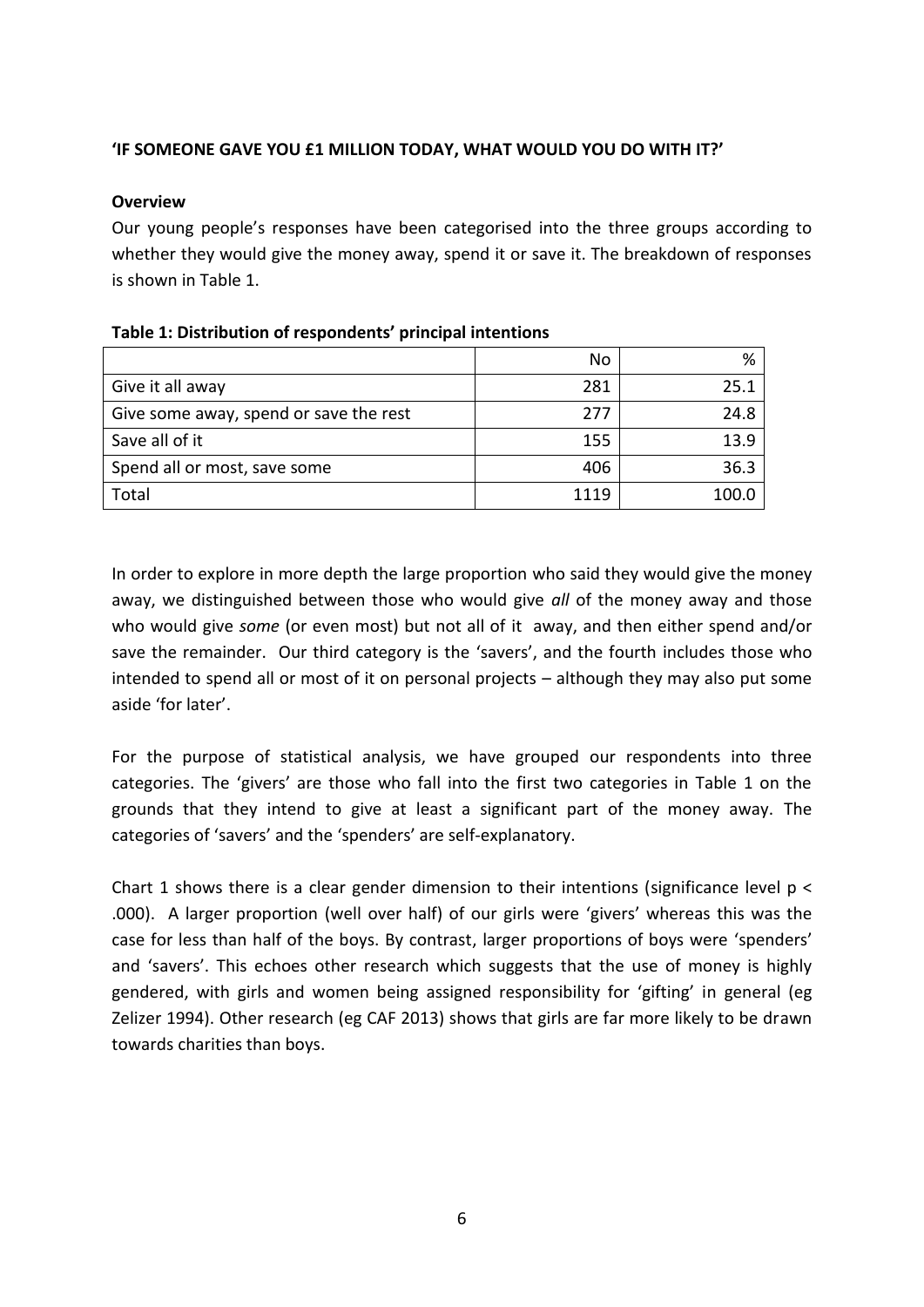**'IF SOMEONE GAVE YOU £1 MILLION TODAY, WHAT WOULD YOU DO WITH IT?'**

**Overview**

Our young people's responses have been categorised into the three groups according to whether they would give the money away, spend it or save it. The breakdown of responses is shown in Table 1.

**Table 1: Distribution of respondents' principal intentions**

| | No | % |
|---|---|---|
| Give it all away | 281 | 25.1 |
| Give some away, spend or save the rest | 277 | 24.8 |
| Save all of it | 155 | 13.9 |
| Spend all or most, save some | 406 | 36.3 |
| Total | 1119 | 100.0 |

In order to explore in more depth the large proportion who said they would give the money away, we distinguished between those who would give *all* of the money away and those who would give *some* (or even most) but not all of it away, and then either spend and/or save the remainder. Our third category is the 'savers', and the fourth includes those who intended to spend all or most of it on personal projects – although they may also put some aside 'for later'.

For the purpose of statistical analysis, we have grouped our respondents into three categories. The 'givers' are those who fall into the first two categories in Table 1 on the grounds that they intend to give at least a significant part of the money away. The categories of 'savers' and the 'spenders' are self-explanatory.

Chart 1 shows there is a clear gender dimension to their intentions (significance level $p < .000$). A larger proportion (well over half) of our girls were 'givers' whereas this was the case for less than half of the boys. By contrast, larger proportions of boys were 'spenders' and 'savers'. This echoes other research which suggests that the use of money is highly gendered, with girls and women being assigned responsibility for 'gifting' in general (eg Zelizer 1994). Other research (eg CAF 2013) shows that girls are far more likely to be drawn towards charities than boys.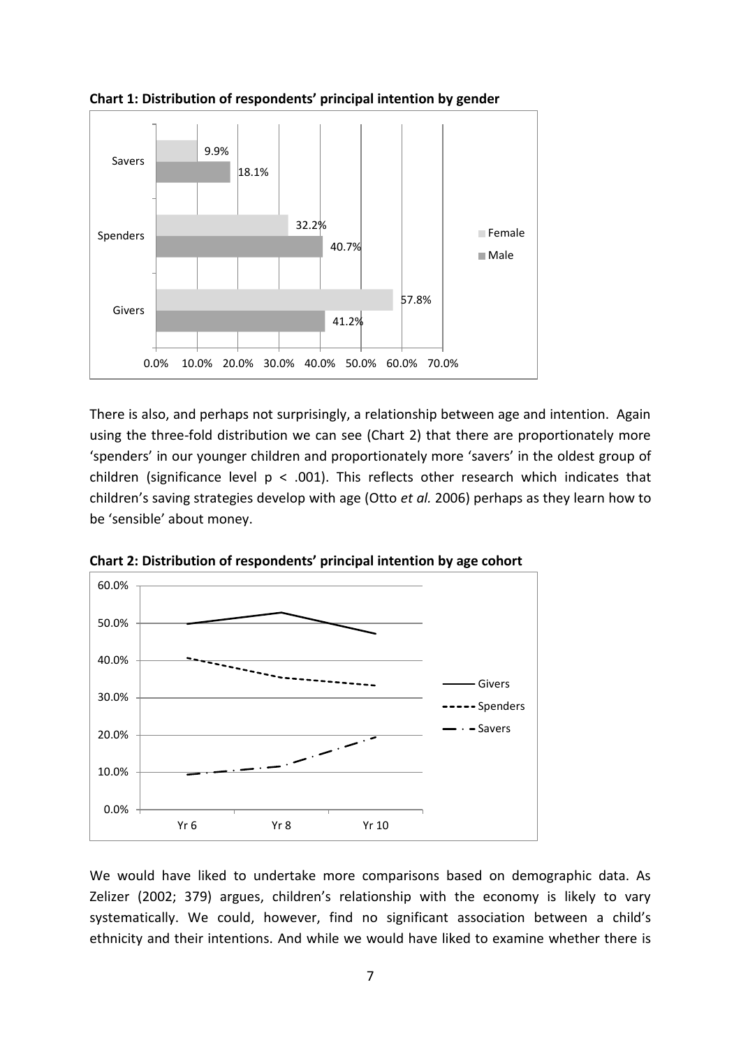**Chart 1: Distribution of respondents' principal intention by gender**

There is also, and perhaps not surprisingly, a relationship between age and intention. Again using the three-fold distribution we can see (Chart 2) that there are proportionately more 'spenders' in our younger children and proportionately more 'savers' in the oldest group of children (significance level $p < .001$). This reflects other research which indicates that children's saving strategies develop with age (Otto *et al.* 2006) perhaps as they learn how to be 'sensible' about money.

**Chart 2: Distribution of respondents' principal intention by age cohort**

We would have liked to undertake more comparisons based on demographic data. As Zelizer (2002; 379) argues, children's relationship with the economy is likely to vary systematically. We could, however, find no significant association between a child's ethnicity and their intentions. And while we would have liked to examine whether there is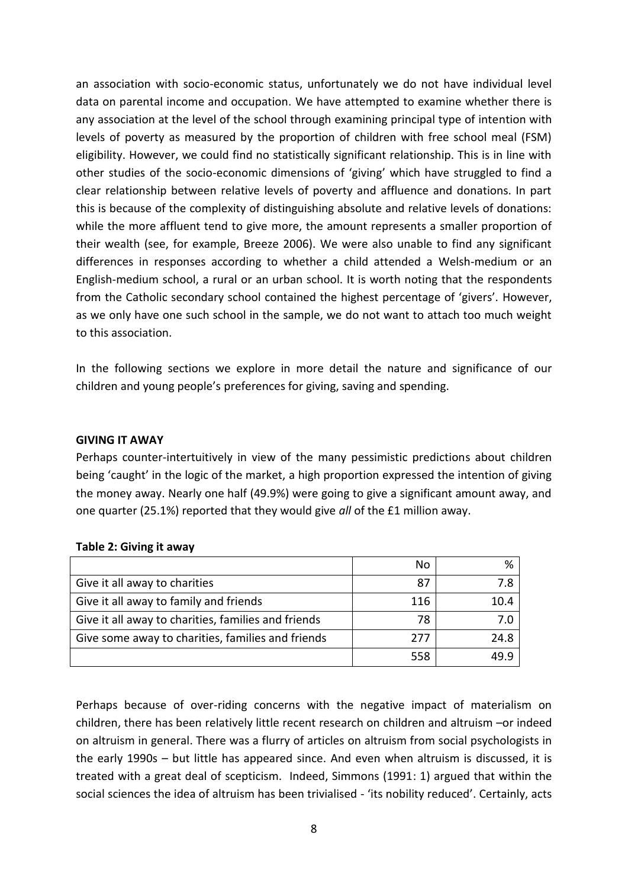an association with socio-economic status, unfortunately we do not have individual level data on parental income and occupation. We have attempted to examine whether there is any association at the level of the school through examining principal type of intention with levels of poverty as measured by the proportion of children with free school meal (FSM) eligibility. However, we could find no statistically significant relationship. This is in line with other studies of the socio-economic dimensions of 'giving' which have struggled to find a clear relationship between relative levels of poverty and affluence and donations. In part this is because of the complexity of distinguishing absolute and relative levels of donations: while the more affluent tend to give more, the amount represents a smaller proportion of their wealth (see, for example, Breeze 2006). We were also unable to find any significant differences in responses according to whether a child attended a Welsh-medium or an English-medium school, a rural or an urban school. It is worth noting that the respondents from the Catholic secondary school contained the highest percentage of 'givers'. However, as we only have one such school in the sample, we do not want to attach too much weight to this association.

In the following sections we explore in more detail the nature and significance of our children and young people's preferences for giving, saving and spending.

## GIVING IT AWAY

Perhaps counter-intertuitively in view of the many pessimistic predictions about children being 'caught' in the logic of the market, a high proportion expressed the intention of giving the money away. Nearly one half (49.9%) were going to give a significant amount away, and one quarter (25.1%) reported that they would give *all* of the £1 million away.

**Table 2: Giving it away**

| | No | % |
|---|---|---|
| Give it all away to charities | 87 | 7.8 |
| Give it all away to family and friends | 116 | 10.4 |
| Give it all away to charities, families and friends | 78 | 7.0 |
| Give some away to charities, families and friends | 277 | 24.8 |
| | 558 | 49.9 |

Perhaps because of over-riding concerns with the negative impact of materialism on children, there has been relatively little recent research on children and altruism –or indeed on altruism in general. There was a flurry of articles on altruism from social psychologists in the early 1990s – but little has appeared since. And even when altruism is discussed, it is treated with a great deal of scepticism. Indeed, Simmons (1991: 1) argued that within the social sciences the idea of altruism has been trivialised - 'its nobility reduced'. Certainly, acts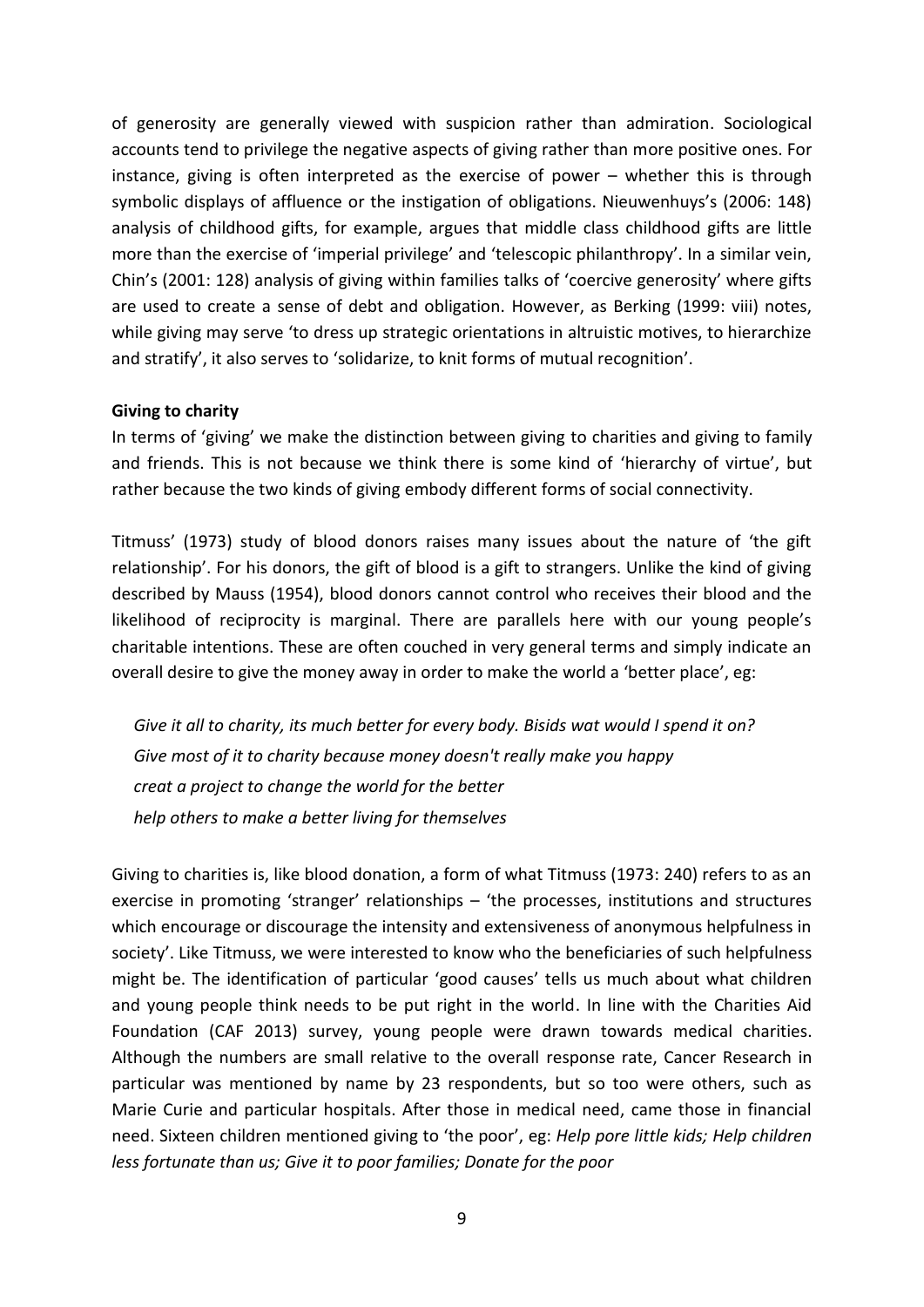of generosity are generally viewed with suspicion rather than admiration. Sociological accounts tend to privilege the negative aspects of giving rather than more positive ones. For instance, giving is often interpreted as the exercise of power – whether this is through symbolic displays of affluence or the instigation of obligations. Nieuwenhuys's (2006: 148) analysis of childhood gifts, for example, argues that middle class childhood gifts are little more than the exercise of 'imperial privilege' and 'telescopic philanthropy'. In a similar vein, Chin's (2001: 128) analysis of giving within families talks of 'coercive generosity' where gifts are used to create a sense of debt and obligation. However, as Berking (1999: viii) notes, while giving may serve 'to dress up strategic orientations in altruistic motives, to hierarchize and stratify', it also serves to 'solidarize, to knit forms of mutual recognition'.

**Giving to charity**

In terms of 'giving' we make the distinction between giving to charities and giving to family and friends. This is not because we think there is some kind of 'hierarchy of virtue', but rather because the two kinds of giving embody different forms of social connectivity.

Titmuss' (1973) study of blood donors raises many issues about the nature of 'the gift relationship'. For his donors, the gift of blood is a gift to strangers. Unlike the kind of giving described by Mauss (1954), blood donors cannot control who receives their blood and the likelihood of reciprocity is marginal. There are parallels here with our young people's charitable intentions. These are often couched in very general terms and simply indicate an overall desire to give the money away in order to make the world a 'better place', eg:

> *Give it all to charity, its much better for every body. Bisids wat would I spend it on?*
> *Give most of it to charity because money doesn't really make you happy*
> *creat a project to change the world for the better*
> *help others to make a better living for themselves*

Giving to charities is, like blood donation, a form of what Titmuss (1973: 240) refers to as an exercise in promoting 'stranger' relationships – 'the processes, institutions and structures which encourage or discourage the intensity and extensiveness of anonymous helpfulness in society'. Like Titmuss, we were interested to know who the beneficiaries of such helpfulness might be. The identification of particular 'good causes' tells us much about what children and young people think needs to be put right in the world. In line with the Charities Aid Foundation (CAF 2013) survey, young people were drawn towards medical charities. Although the numbers are small relative to the overall response rate, Cancer Research in particular was mentioned by name by 23 respondents, but so too were others, such as Marie Curie and particular hospitals. After those in medical need, came those in financial need. Sixteen children mentioned giving to 'the poor', eg: *Help pore little kids; Help children less fortunate than us; Give it to poor families; Donate for the poor*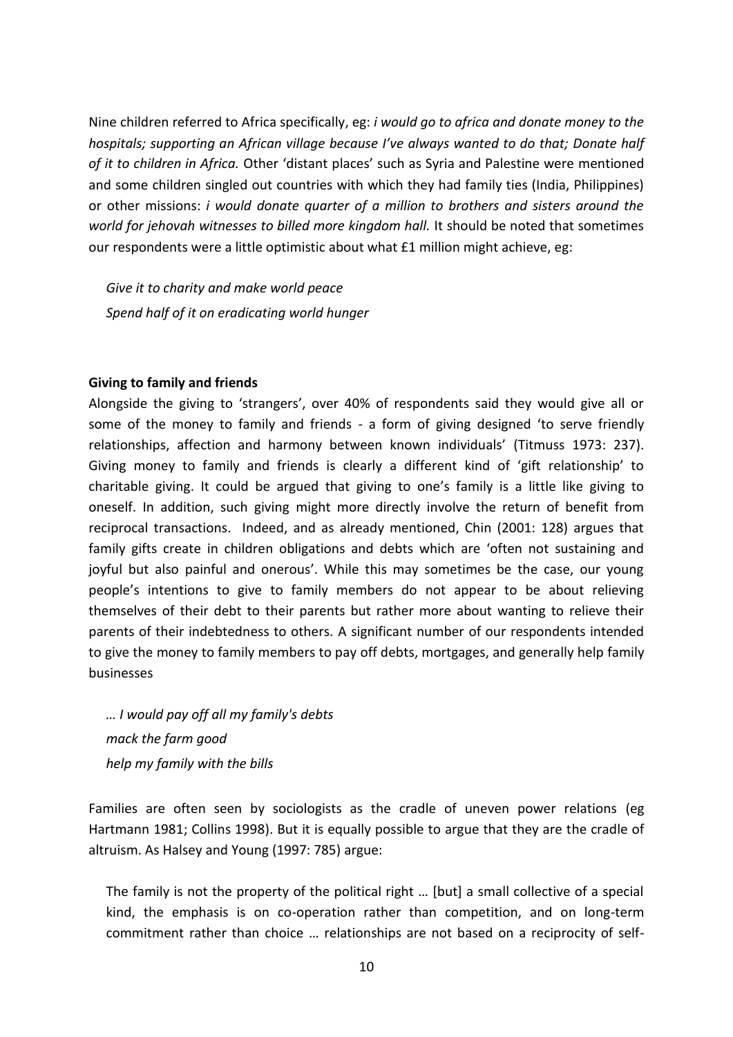Nine children referred to Africa specifically, eg: *i would go to africa and donate money to the hospitals; supporting an African village because I've always wanted to do that; Donate half of it to children in Africa.* Other 'distant places' such as Syria and Palestine were mentioned and some children singled out countries with which they had family ties (India, Philippines) or other missions: *i would donate quarter of a million to brothers and sisters around the world for jehovah witnesses to billed more kingdom hall.* It should be noted that sometimes our respondents were a little optimistic about what £1 million might achieve, eg:

> *Give it to charity and make world peace*
> *Spend half of it on eradicating world hunger*

**Giving to family and friends**

Alongside the giving to 'strangers', over 40% of respondents said they would give all or some of the money to family and friends - a form of giving designed 'to serve friendly relationships, affection and harmony between known individuals' (Titmuss 1973: 237). Giving money to family and friends is clearly a different kind of 'gift relationship' to charitable giving. It could be argued that giving to one's family is a little like giving to oneself. In addition, such giving might more directly involve the return of benefit from reciprocal transactions. Indeed, and as already mentioned, Chin (2001: 128) argues that family gifts create in children obligations and debts which are 'often not sustaining and joyful but also painful and onerous'. While this may sometimes be the case, our young people's intentions to give to family members do not appear to be about relieving themselves of their debt to their parents but rather more about wanting to relieve their parents of their indebtedness to others. A significant number of our respondents intended to give the money to family members to pay off debts, mortgages, and generally help family businesses

> *… I would pay off all my family's debts*
> *mack the farm good*
> *help my family with the bills*

Families are often seen by sociologists as the cradle of uneven power relations (eg Hartmann 1981; Collins 1998). But it is equally possible to argue that they are the cradle of altruism. As Halsey and Young (1997: 785) argue:

> The family is not the property of the political right … [but] a small collective of a special kind, the emphasis is on co-operation rather than competition, and on long-term commitment rather than choice … relationships are not based on a reciprocity of self-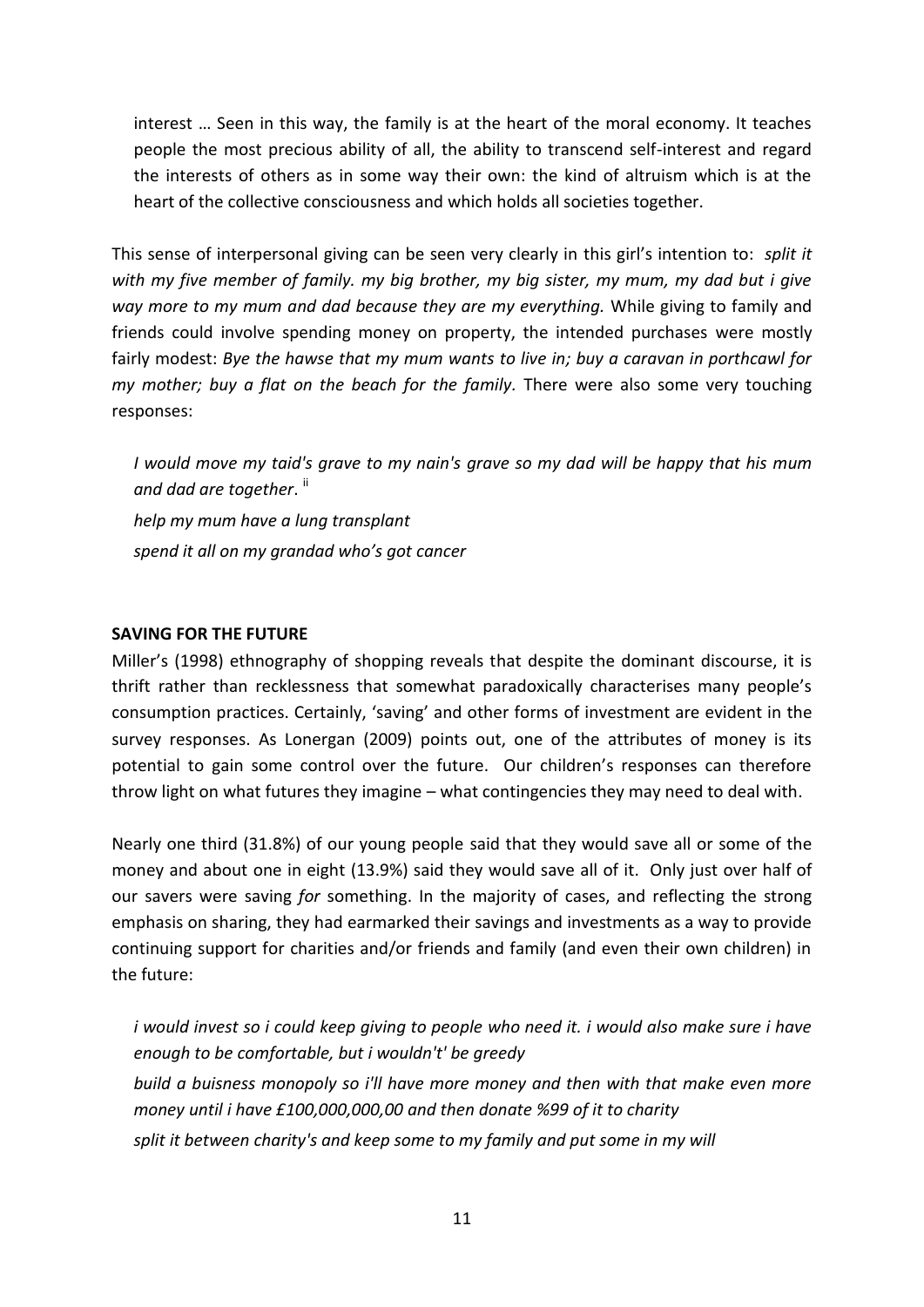> interest … Seen in this way, the family is at the heart of the moral economy. It teaches people the most precious ability of all, the ability to transcend self-interest and regard the interests of others as in some way their own: the kind of altruism which is at the heart of the collective consciousness and which holds all societies together.

This sense of interpersonal giving can be seen very clearly in this girl's intention to: *split it with my five member of family. my big brother, my big sister, my mum, my dad but i give way more to my mum and dad because they are my everything.* While giving to family and friends could involve spending money on property, the intended purchases were mostly fairly modest: *Bye the hawse that my mum wants to live in; buy a caravan in porthcawl for my mother; buy a flat on the beach for the family.* There were also some very touching responses:

> *I would move my taid's grave to my nain's grave so my dad will be happy that his mum and dad are together.* [ii]
>
> *help my mum have a lung transplant*
>
> *spend it all on my grandad who's got cancer*

**SAVING FOR THE FUTURE**

Miller's (1998) ethnography of shopping reveals that despite the dominant discourse, it is thrift rather than recklessness that somewhat paradoxically characterises many people's consumption practices. Certainly, 'saving' and other forms of investment are evident in the survey responses. As Lonergan (2009) points out, one of the attributes of money is its potential to gain some control over the future. Our children's responses can therefore throw light on what futures they imagine – what contingencies they may need to deal with.

Nearly one third (31.8%) of our young people said that they would save all or some of the money and about one in eight (13.9%) said they would save all of it. Only just over half of our savers were saving *for* something. In the majority of cases, and reflecting the strong emphasis on sharing, they had earmarked their savings and investments as a way to provide continuing support for charities and/or friends and family (and even their own children) in the future:

> *i would invest so i could keep giving to people who need it. i would also make sure i have enough to be comfortable, but i wouldn't' be greedy*
>
> *build a buisness monopoly so i'll have more money and then with that make even more money until i have £100,000,000,00 and then donate %99 of it to charity*
>
> *split it between charity's and keep some to my family and put some in my will*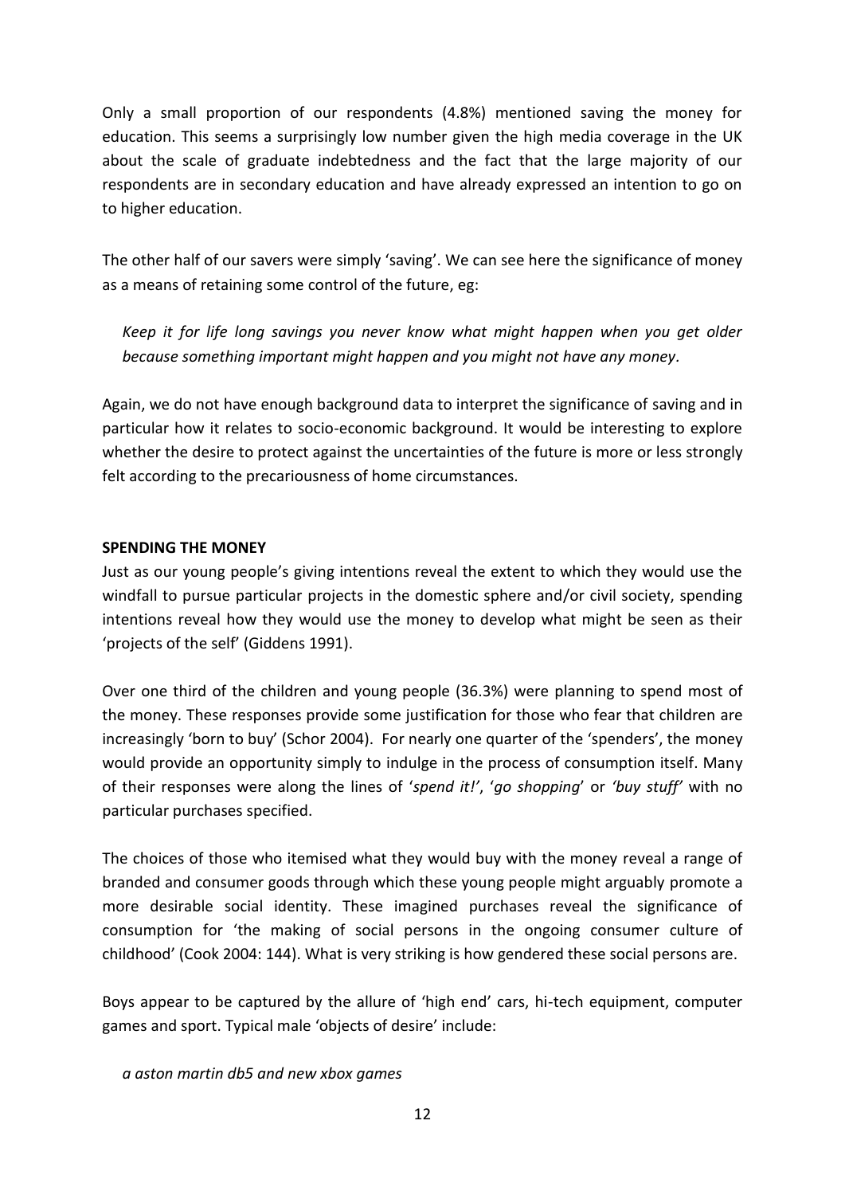Only a small proportion of our respondents (4.8%) mentioned saving the money for education. This seems a surprisingly low number given the high media coverage in the UK about the scale of graduate indebtedness and the fact that the large majority of our respondents are in secondary education and have already expressed an intention to go on to higher education.

The other half of our savers were simply 'saving'. We can see here the significance of money as a means of retaining some control of the future, eg:

> *Keep it for life long savings you never know what might happen when you get older because something important might happen and you might not have any money*.

Again, we do not have enough background data to interpret the significance of saving and in particular how it relates to socio-economic background. It would be interesting to explore whether the desire to protect against the uncertainties of the future is more or less strongly felt according to the precariousness of home circumstances.

**SPENDING THE MONEY**

Just as our young people's giving intentions reveal the extent to which they would use the windfall to pursue particular projects in the domestic sphere and/or civil society, spending intentions reveal how they would use the money to develop what might be seen as their 'projects of the self' (Giddens 1991).

Over one third of the children and young people (36.3%) were planning to spend most of the money. These responses provide some justification for those who fear that children are increasingly 'born to buy' (Schor 2004). For nearly one quarter of the 'spenders', the money would provide an opportunity simply to indulge in the process of consumption itself. Many of their responses were along the lines of '*spend it!*', '*go shopping*' or *'buy stuff'* with no particular purchases specified.

The choices of those who itemised what they would buy with the money reveal a range of branded and consumer goods through which these young people might arguably promote a more desirable social identity. These imagined purchases reveal the significance of consumption for 'the making of social persons in the ongoing consumer culture of childhood' (Cook 2004: 144). What is very striking is how gendered these social persons are.

Boys appear to be captured by the allure of 'high end' cars, hi-tech equipment, computer games and sport. Typical male 'objects of desire' include:

> *a aston martin db5 and new xbox games*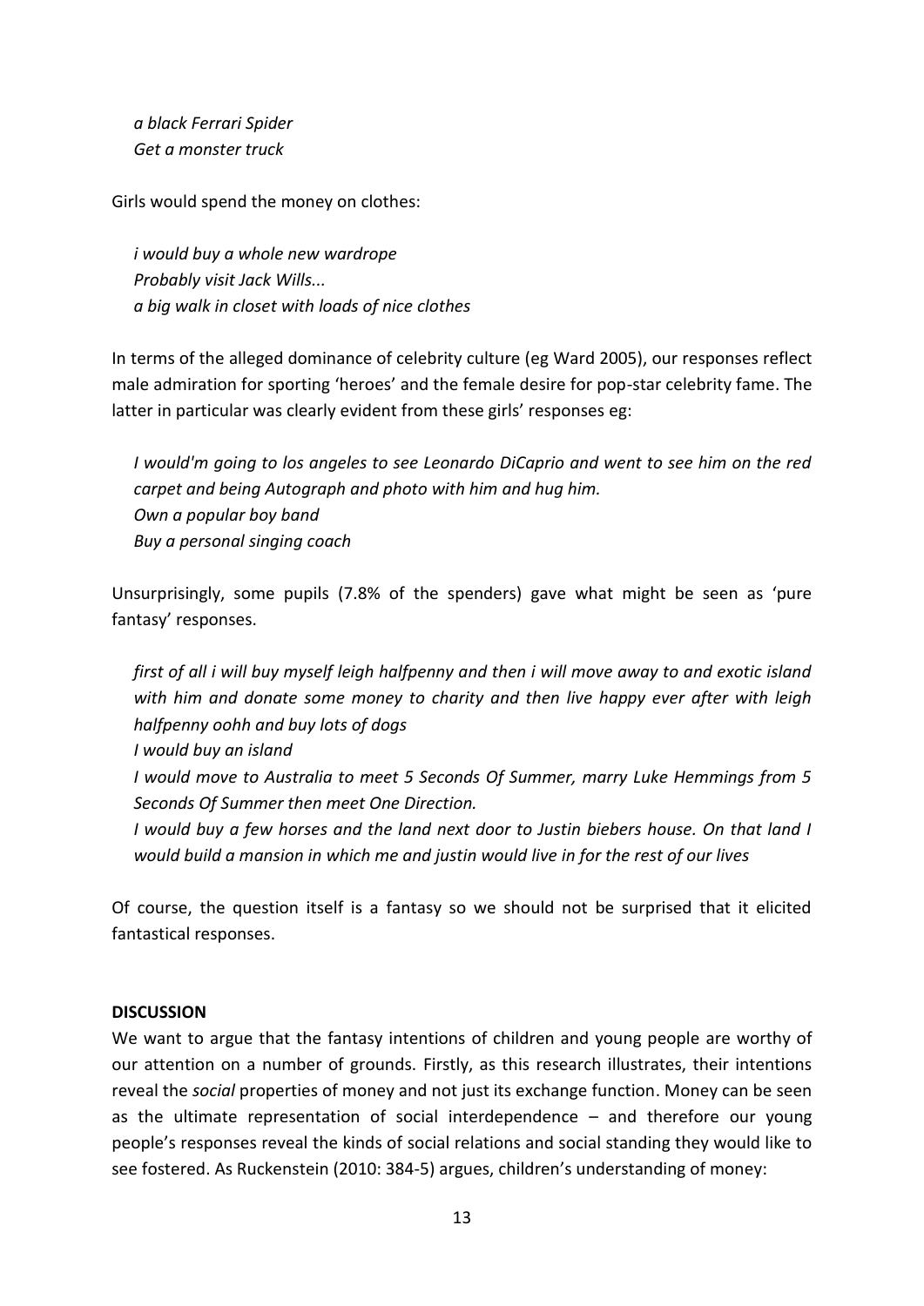*a black Ferrari Spider*
*Get a monster truck*

Girls would spend the money on clothes:

*i would buy a whole new wardrope*
*Probably visit Jack Wills...*
*a big walk in closet with loads of nice clothes*

In terms of the alleged dominance of celebrity culture (eg Ward 2005), our responses reflect male admiration for sporting 'heroes' and the female desire for pop-star celebrity fame. The latter in particular was clearly evident from these girls' responses eg:

*I would'm going to los angeles to see Leonardo DiCaprio and went to see him on the red carpet and being Autograph and photo with him and hug him.*
*Own a popular boy band*
*Buy a personal singing coach*

Unsurprisingly, some pupils (7.8% of the spenders) gave what might be seen as 'pure fantasy' responses.

*first of all i will buy myself leigh halfpenny and then i will move away to and exotic island with him and donate some money to charity and then live happy ever after with leigh halfpenny oohh and buy lots of dogs*
*I would buy an island*
*I would move to Australia to meet 5 Seconds Of Summer, marry Luke Hemmings from 5 Seconds Of Summer then meet One Direction.*
*I would buy a few horses and the land next door to Justin biebers house. On that land I would build a mansion in which me and justin would live in for the rest of our lives*

Of course, the question itself is a fantasy so we should not be surprised that it elicited fantastical responses.

## DISCUSSION

We want to argue that the fantasy intentions of children and young people are worthy of our attention on a number of grounds. Firstly, as this research illustrates, their intentions reveal the *social* properties of money and not just its exchange function. Money can be seen as the ultimate representation of social interdependence – and therefore our young people's responses reveal the kinds of social relations and social standing they would like to see fostered. As Ruckenstein (2010: 384-5) argues, children's understanding of money: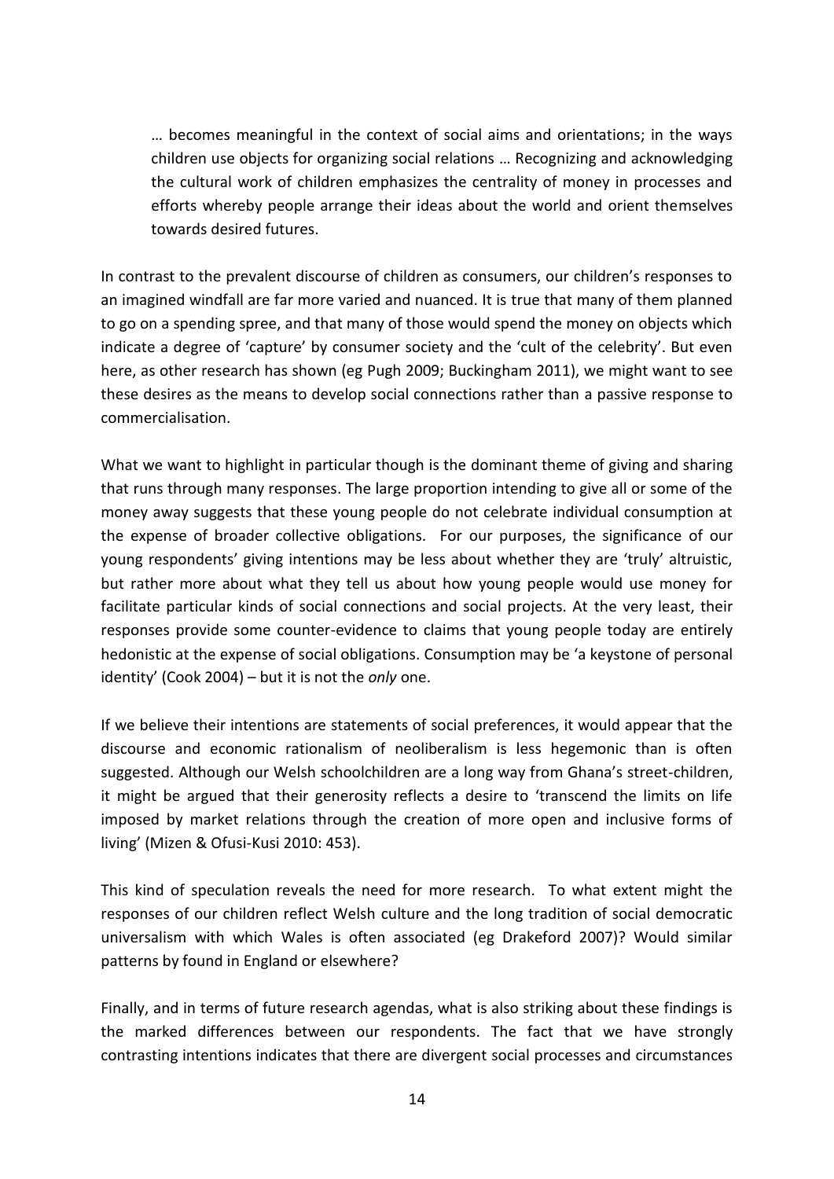> … becomes meaningful in the context of social aims and orientations; in the ways children use objects for organizing social relations … Recognizing and acknowledging the cultural work of children emphasizes the centrality of money in processes and efforts whereby people arrange their ideas about the world and orient themselves towards desired futures.

In contrast to the prevalent discourse of children as consumers, our children's responses to an imagined windfall are far more varied and nuanced. It is true that many of them planned to go on a spending spree, and that many of those would spend the money on objects which indicate a degree of 'capture' by consumer society and the 'cult of the celebrity'. But even here, as other research has shown (eg Pugh 2009; Buckingham 2011), we might want to see these desires as the means to develop social connections rather than a passive response to commercialisation.

What we want to highlight in particular though is the dominant theme of giving and sharing that runs through many responses. The large proportion intending to give all or some of the money away suggests that these young people do not celebrate individual consumption at the expense of broader collective obligations. For our purposes, the significance of our young respondents' giving intentions may be less about whether they are 'truly' altruistic, but rather more about what they tell us about how young people would use money for facilitate particular kinds of social connections and social projects. At the very least, their responses provide some counter-evidence to claims that young people today are entirely hedonistic at the expense of social obligations. Consumption may be 'a keystone of personal identity' (Cook 2004) – but it is not the *only* one.

If we believe their intentions are statements of social preferences, it would appear that the discourse and economic rationalism of neoliberalism is less hegemonic than is often suggested. Although our Welsh schoolchildren are a long way from Ghana's street-children, it might be argued that their generosity reflects a desire to 'transcend the limits on life imposed by market relations through the creation of more open and inclusive forms of living' (Mizen & Ofusi-Kusi 2010: 453).

This kind of speculation reveals the need for more research. To what extent might the responses of our children reflect Welsh culture and the long tradition of social democratic universalism with which Wales is often associated (eg Drakeford 2007)? Would similar patterns by found in England or elsewhere?

Finally, and in terms of future research agendas, what is also striking about these findings is the marked differences between our respondents. The fact that we have strongly contrasting intentions indicates that there are divergent social processes and circumstances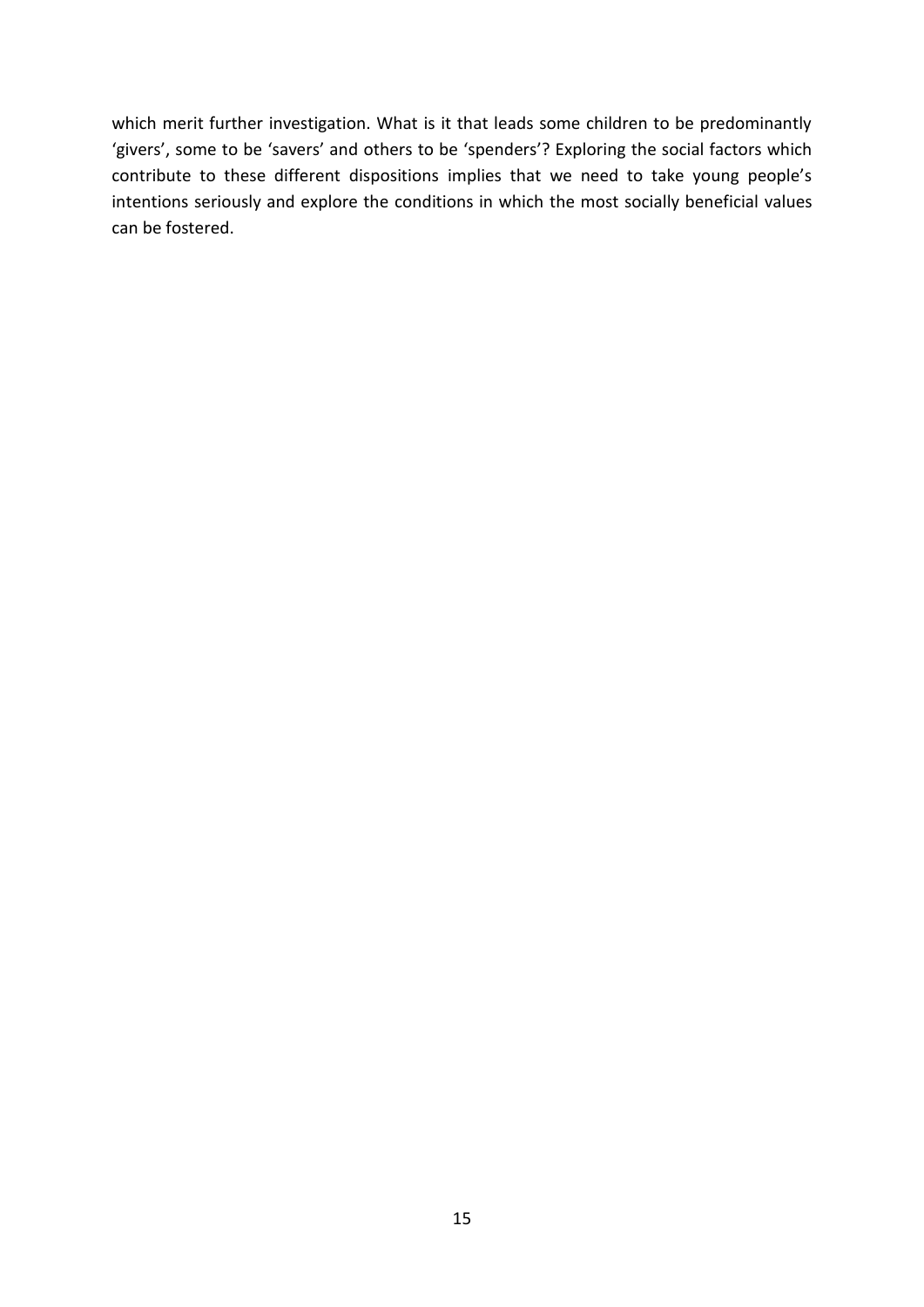which merit further investigation. What is it that leads some children to be predominantly 'givers', some to be 'savers' and others to be 'spenders'? Exploring the social factors which contribute to these different dispositions implies that we need to take young people's intentions seriously and explore the conditions in which the most socially beneficial values can be fostered.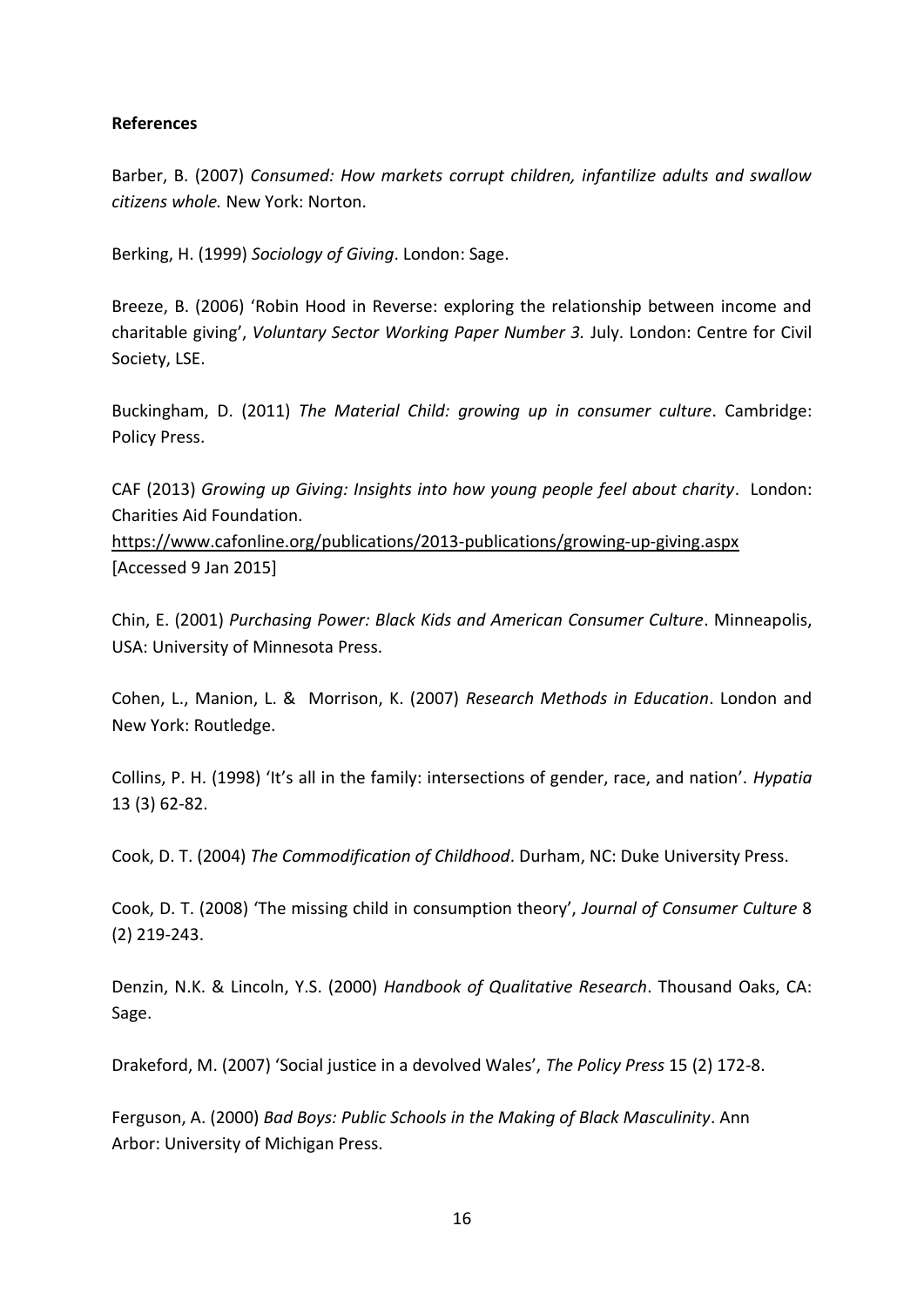**References**

Barber, B. (2007) *Consumed: How markets corrupt children, infantilize adults and swallow citizens whole.* New York: Norton.

Berking, H. (1999) *Sociology of Giving*. London: Sage.

Breeze, B. (2006) 'Robin Hood in Reverse: exploring the relationship between income and charitable giving', *Voluntary Sector Working Paper Number 3.* July. London: Centre for Civil Society, LSE.

Buckingham, D. (2011) *The Material Child: growing up in consumer culture*. Cambridge: Policy Press.

CAF (2013) *Growing up Giving: Insights into how young people feel about charity*. London: Charities Aid Foundation.
https://www.cafonline.org/publications/2013-publications/growing-up-giving.aspx
[Accessed 9 Jan 2015]

Chin, E. (2001) *Purchasing Power: Black Kids and American Consumer Culture*. Minneapolis, USA: University of Minnesota Press.

Cohen, L., Manion, L. & Morrison, K. (2007) *Research Methods in Education*. London and New York: Routledge.

Collins, P. H. (1998) 'It's all in the family: intersections of gender, race, and nation'. *Hypatia* 13 (3) 62-82.

Cook, D. T. (2004) *The Commodification of Childhood*. Durham, NC: Duke University Press.

Cook, D. T. (2008) 'The missing child in consumption theory', *Journal of Consumer Culture* 8 (2) 219-243.

Denzin, N.K. & Lincoln, Y.S. (2000) *Handbook of Qualitative Research*. Thousand Oaks, CA: Sage.

Drakeford, M. (2007) 'Social justice in a devolved Wales', *The Policy Press* 15 (2) 172-8.

Ferguson, A. (2000) *Bad Boys: Public Schools in the Making of Black Masculinity*. Ann Arbor: University of Michigan Press.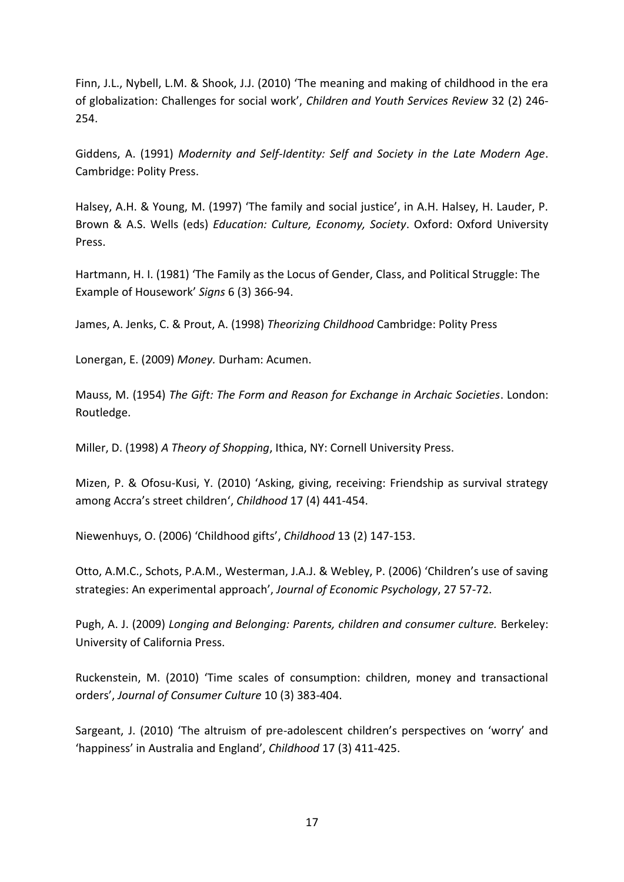Finn, J.L., Nybell, L.M. & Shook, J.J. (2010) 'The meaning and making of childhood in the era of globalization: Challenges for social work', *Children and Youth Services Review* 32 (2) 246-254.

Giddens, A. (1991) *Modernity and Self-Identity: Self and Society in the Late Modern Age*. Cambridge: Polity Press.

Halsey, A.H. & Young, M. (1997) 'The family and social justice', in A.H. Halsey, H. Lauder, P. Brown & A.S. Wells (eds) *Education: Culture, Economy, Society*. Oxford: Oxford University Press.

Hartmann, H. I. (1981) 'The Family as the Locus of Gender, Class, and Political Struggle: The Example of Housework' *Signs* 6 (3) 366-94.

James, A. Jenks, C. & Prout, A. (1998) *Theorizing Childhood* Cambridge: Polity Press

Lonergan, E. (2009) *Money.* Durham: Acumen.

Mauss, M. (1954) *The Gift: The Form and Reason for Exchange in Archaic Societies*. London: Routledge.

Miller, D. (1998) *A Theory of Shopping*, Ithica, NY: Cornell University Press.

Mizen, P. & Ofosu-Kusi, Y. (2010) 'Asking, giving, receiving: Friendship as survival strategy among Accra's street children', *Childhood* 17 (4) 441-454.

Niewenhuys, O. (2006) 'Childhood gifts', *Childhood* 13 (2) 147-153.

Otto, A.M.C., Schots, P.A.M., Westerman, J.A.J. & Webley, P. (2006) 'Children's use of saving strategies: An experimental approach', *Journal of Economic Psychology*, 27 57-72.

Pugh, A. J. (2009) *Longing and Belonging: Parents, children and consumer culture.* Berkeley: University of California Press.

Ruckenstein, M. (2010) 'Time scales of consumption: children, money and transactional orders', *Journal of Consumer Culture* 10 (3) 383-404.

Sargeant, J. (2010) 'The altruism of pre-adolescent children's perspectives on 'worry' and 'happiness' in Australia and England', *Childhood* 17 (3) 411-425.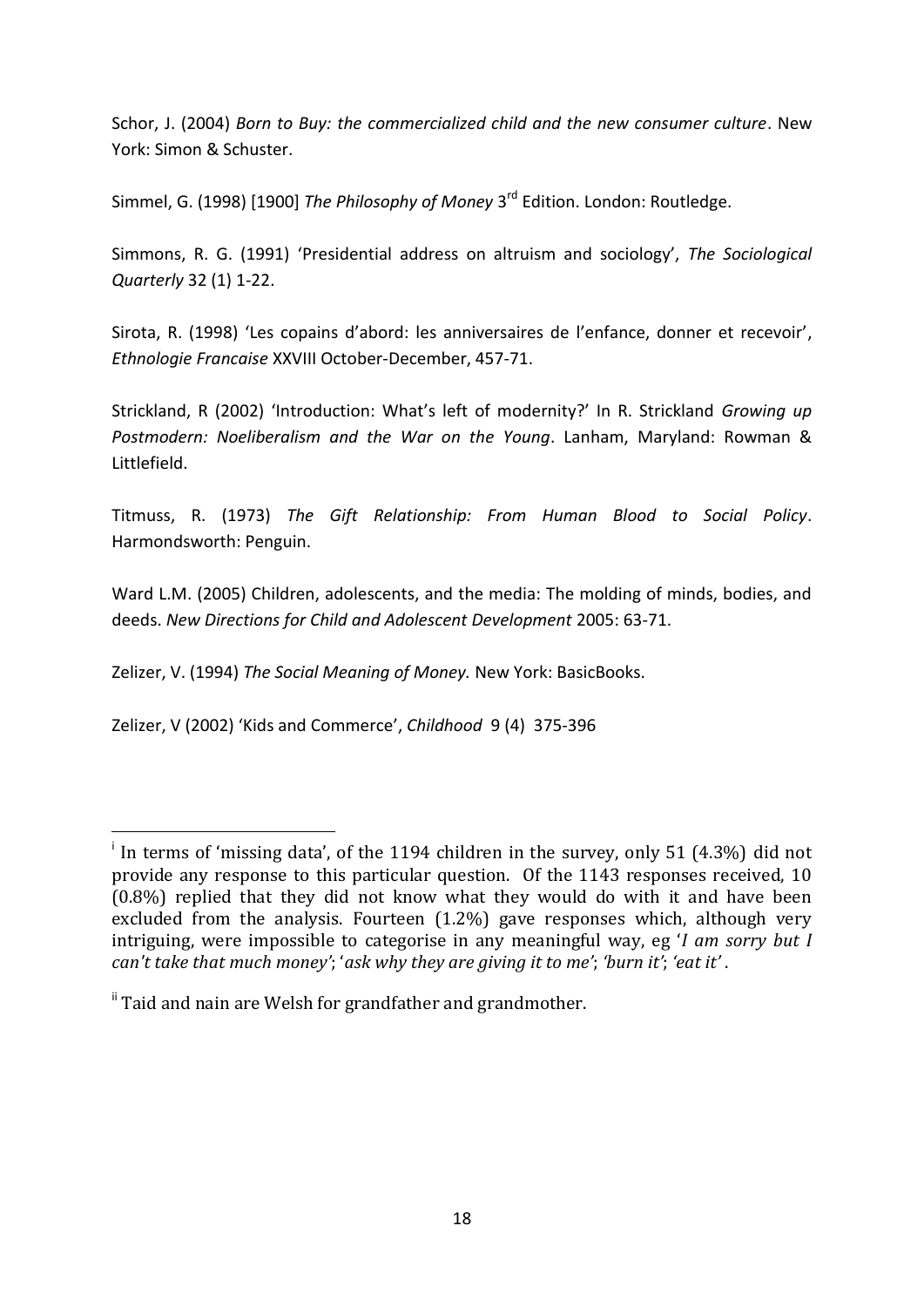Schor, J. (2004) *Born to Buy: the commercialized child and the new consumer culture*. New York: Simon & Schuster.

Simmel, G. (1998) [1900] *The Philosophy of Money* 3rd Edition. London: Routledge.

Simmons, R. G. (1991) 'Presidential address on altruism and sociology', *The Sociological Quarterly* 32 (1) 1-22.

Sirota, R. (1998) 'Les copains d'abord: les anniversaires de l'enfance, donner et recevoir', *Ethnologie Francaise* XXVIII October-December, 457-71.

Strickland, R (2002) 'Introduction: What's left of modernity?' In R. Strickland *Growing up Postmodern: Noeliberalism and the War on the Young*. Lanham, Maryland: Rowman & Littlefield.

Titmuss, R. (1973) *The Gift Relationship: From Human Blood to Social Policy*. Harmondsworth: Penguin.

Ward L.M. (2005) Children, adolescents, and the media: The molding of minds, bodies, and deeds. *New Directions for Child and Adolescent Development* 2005: 63-71.

Zelizer, V. (1994) *The Social Meaning of Money.* New York: BasicBooks.

Zelizer, V (2002) 'Kids and Commerce', *Childhood* 9 (4) 375-396

---

[i] In terms of 'missing data', of the 1194 children in the survey, only 51 (4.3%) did not provide any response to this particular question. Of the 1143 responses received, 10 (0.8%) replied that they did not know what they would do with it and have been excluded from the analysis. Fourteen (1.2%) gave responses which, although very intriguing, were impossible to categorise in any meaningful way, eg '*I am sorry but I can't take that much money*'; '*ask why they are giving it to me*'; *'burn it'*; *'eat it'* .

[ii] Taid and nain are Welsh for grandfather and grandmother.